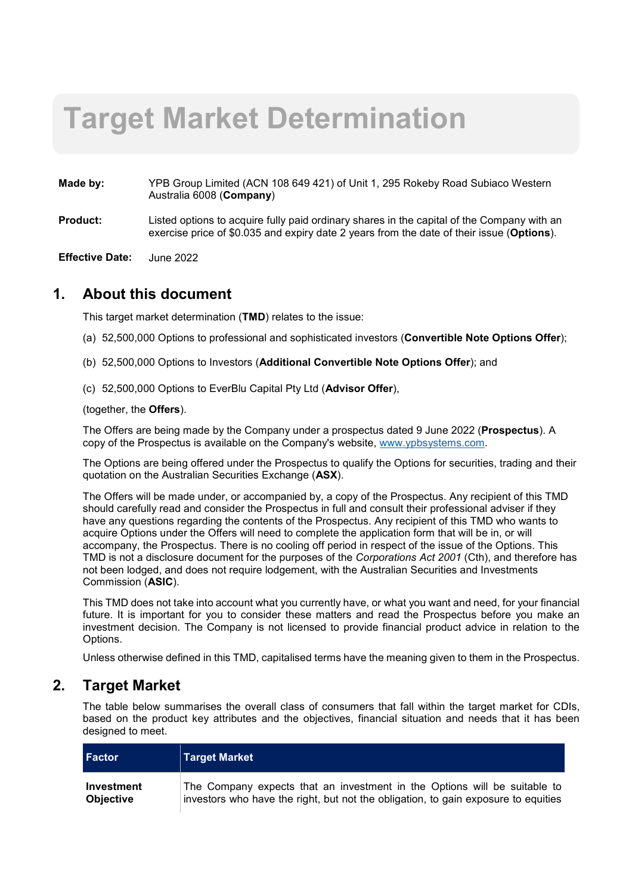# Target Market Determination

**Made by:** YPB Group Limited (ACN 108 649 421) of Unit 1, 295 Rokeby Road Subiaco Western Australia 6008 (**Company**)

**Product:** Listed options to acquire fully paid ordinary shares in the capital of the Company with an exercise price of $0.035 and expiry date 2 years from the date of their issue (**Options**).

**Effective Date:** June 2022

## 1. About this document

This target market determination (**TMD**) relates to the issue:

(a) 52,500,000 Options to professional and sophisticated investors (**Convertible Note Options Offer**);

(b) 52,500,000 Options to Investors (**Additional Convertible Note Options Offer**); and

(c) 52,500,000 Options to EverBlu Capital Pty Ltd (**Advisor Offer**),

(together, the **Offers**).

The Offers are being made by the Company under a prospectus dated 9 June 2022 (**Prospectus**). A copy of the Prospectus is available on the Company's website, www.ypbsystems.com.

The Options are being offered under the Prospectus to qualify the Options for securities, trading and their quotation on the Australian Securities Exchange (**ASX**).

The Offers will be made under, or accompanied by, a copy of the Prospectus. Any recipient of this TMD should carefully read and consider the Prospectus in full and consult their professional adviser if they have any questions regarding the contents of the Prospectus. Any recipient of this TMD who wants to acquire Options under the Offers will need to complete the application form that will be in, or will accompany, the Prospectus. There is no cooling off period in respect of the issue of the Options. This TMD is not a disclosure document for the purposes of the *Corporations Act 2001* (Cth), and therefore has not been lodged, and does not require lodgement, with the Australian Securities and Investments Commission (**ASIC**).

This TMD does not take into account what you currently have, or what you want and need, for your financial future. It is important for you to consider these matters and read the Prospectus before you make an investment decision. The Company is not licensed to provide financial product advice in relation to the Options.

Unless otherwise defined in this TMD, capitalised terms have the meaning given to them in the Prospectus.

## 2. Target Market

The table below summarises the overall class of consumers that fall within the target market for CDIs, based on the product key attributes and the objectives, financial situation and needs that it has been designed to meet.

| Factor | Target Market |
|---|---|
| **Investment Objective** | The Company expects that an investment in the Options will be suitable to investors who have the right, but not the obligation, to gain exposure to equities |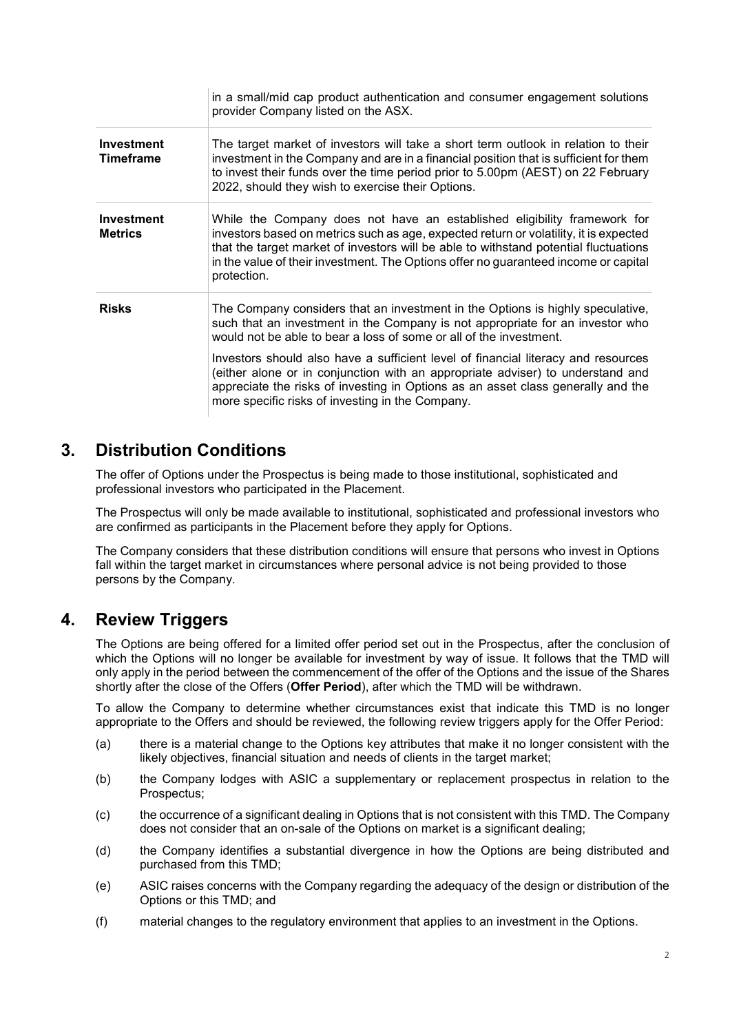| | |
|---|---|
| | in a small/mid cap product authentication and consumer engagement solutions provider Company listed on the ASX. |
| **Investment Timeframe** | The target market of investors will take a short term outlook in relation to their investment in the Company and are in a financial position that is sufficient for them to invest their funds over the time period prior to 5.00pm (AEST) on 22 February 2022, should they wish to exercise their Options. |
| **Investment Metrics** | While the Company does not have an established eligibility framework for investors based on metrics such as age, expected return or volatility, it is expected that the target market of investors will be able to withstand potential fluctuations in the value of their investment. The Options offer no guaranteed income or capital protection. |
| **Risks** | The Company considers that an investment in the Options is highly speculative, such that an investment in the Company is not appropriate for an investor who would not be able to bear a loss of some or all of the investment.<br><br>Investors should also have a sufficient level of financial literacy and resources (either alone or in conjunction with an appropriate adviser) to understand and appreciate the risks of investing in Options as an asset class generally and the more specific risks of investing in the Company. |

## 3. Distribution Conditions

The offer of Options under the Prospectus is being made to those institutional, sophisticated and professional investors who participated in the Placement.

The Prospectus will only be made available to institutional, sophisticated and professional investors who are confirmed as participants in the Placement before they apply for Options.

The Company considers that these distribution conditions will ensure that persons who invest in Options fall within the target market in circumstances where personal advice is not being provided to those persons by the Company.

## 4. Review Triggers

The Options are being offered for a limited offer period set out in the Prospectus, after the conclusion of which the Options will no longer be available for investment by way of issue. It follows that the TMD will only apply in the period between the commencement of the offer of the Options and the issue of the Shares shortly after the close of the Offers (**Offer Period**), after which the TMD will be withdrawn.

To allow the Company to determine whether circumstances exist that indicate this TMD is no longer appropriate to the Offers and should be reviewed, the following review triggers apply for the Offer Period:

(a) there is a material change to the Options key attributes that make it no longer consistent with the likely objectives, financial situation and needs of clients in the target market;

(b) the Company lodges with ASIC a supplementary or replacement prospectus in relation to the Prospectus;

(c) the occurrence of a significant dealing in Options that is not consistent with this TMD. The Company does not consider that an on-sale of the Options on market is a significant dealing;

(d) the Company identifies a substantial divergence in how the Options are being distributed and purchased from this TMD;

(e) ASIC raises concerns with the Company regarding the adequacy of the design or distribution of the Options or this TMD; and

(f) material changes to the regulatory environment that applies to an investment in the Options.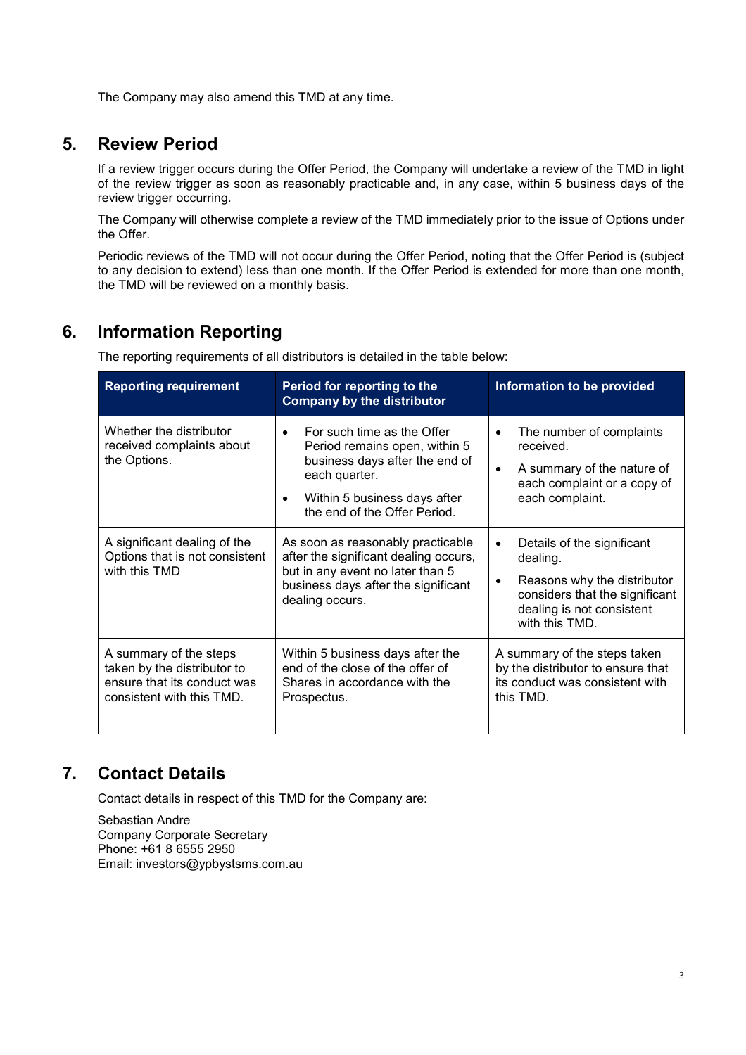The Company may also amend this TMD at any time.

## 5. Review Period

If a review trigger occurs during the Offer Period, the Company will undertake a review of the TMD in light of the review trigger as soon as reasonably practicable and, in any case, within 5 business days of the review trigger occurring.

The Company will otherwise complete a review of the TMD immediately prior to the issue of Options under the Offer.

Periodic reviews of the TMD will not occur during the Offer Period, noting that the Offer Period is (subject to any decision to extend) less than one month. If the Offer Period is extended for more than one month, the TMD will be reviewed on a monthly basis.

## 6. Information Reporting

The reporting requirements of all distributors is detailed in the table below:

| Reporting requirement | Period for reporting to the Company by the distributor | Information to be provided |
|---|---|---|
| Whether the distributor received complaints about the Options. | • For such time as the Offer Period remains open, within 5 business days after the end of each quarter.<br>• Within 5 business days after the end of the Offer Period. | • The number of complaints received.<br>• A summary of the nature of each complaint or a copy of each complaint. |
| A significant dealing of the Options that is not consistent with this TMD | As soon as reasonably practicable after the significant dealing occurs, but in any event no later than 5 business days after the significant dealing occurs. | • Details of the significant dealing.<br>• Reasons why the distributor considers that the significant dealing is not consistent with this TMD. |
| A summary of the steps taken by the distributor to ensure that its conduct was consistent with this TMD. | Within 5 business days after the end of the close of the offer of Shares in accordance with the Prospectus. | A summary of the steps taken by the distributor to ensure that its conduct was consistent with this TMD. |

## 7. Contact Details

Contact details in respect of this TMD for the Company are:

Sebastian Andre  
Company Corporate Secretary  
Phone: +61 8 6555 2950  
Email: investors@ypbystsms.com.au